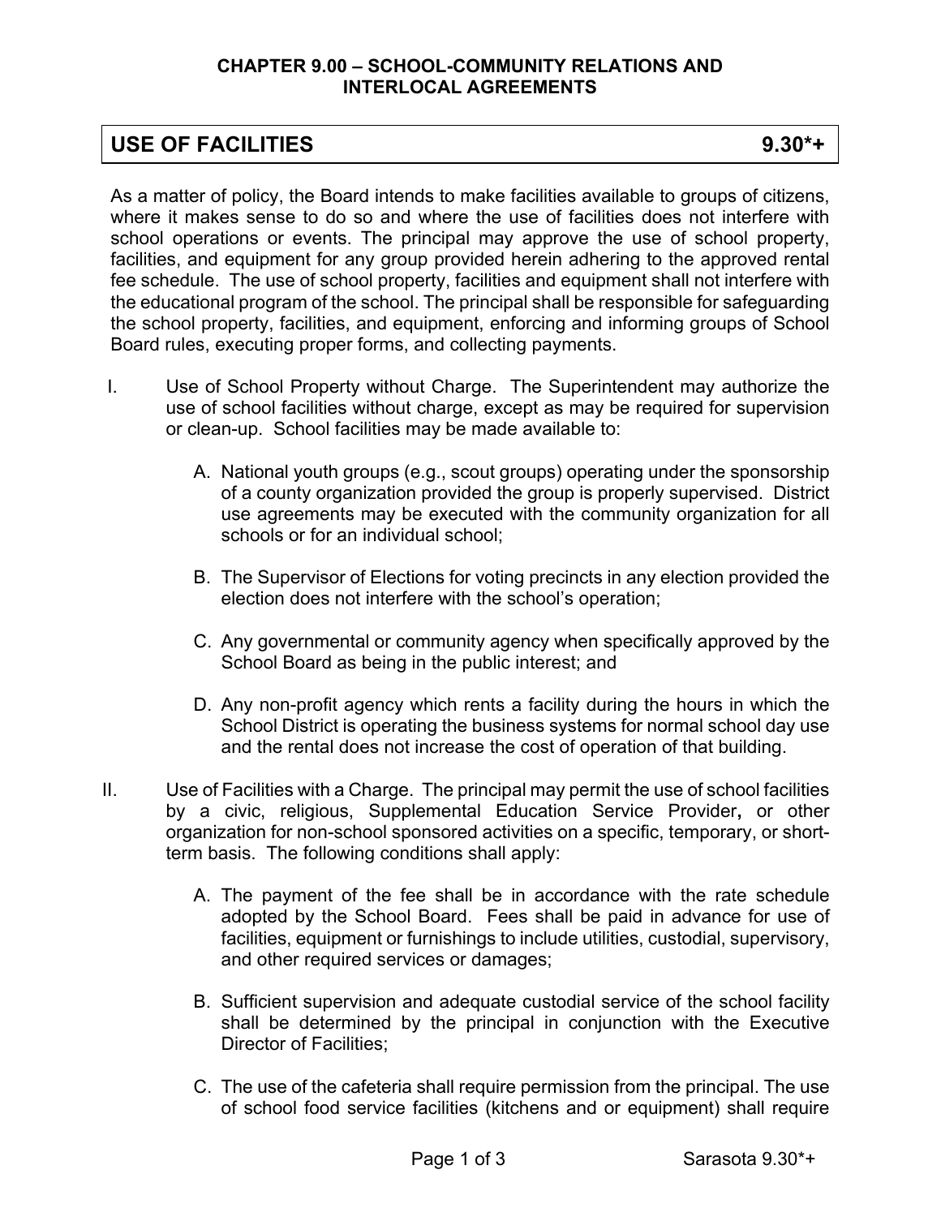# CHAPTER 9.00 – SCHOOL-COMMUNITY RELATIONS AND INTERLOCAL AGREEMENTS

## USE OF FACILITIES 9.30*+

As a matter of policy, the Board intends to make facilities available to groups of citizens, where it makes sense to do so and where the use of facilities does not interfere with school operations or events. The principal may approve the use of school property, facilities, and equipment for any group provided herein adhering to the approved rental fee schedule. The use of school property, facilities and equipment shall not interfere with the educational program of the school. The principal shall be responsible for safeguarding the school property, facilities, and equipment, enforcing and informing groups of School Board rules, executing proper forms, and collecting payments.

I. Use of School Property without Charge. The Superintendent may authorize the use of school facilities without charge, except as may be required for supervision or clean-up. School facilities may be made available to:

   A. National youth groups (e.g., scout groups) operating under the sponsorship of a county organization provided the group is properly supervised. District use agreements may be executed with the community organization for all schools or for an individual school;

   B. The Supervisor of Elections for voting precincts in any election provided the election does not interfere with the school's operation;

   C. Any governmental or community agency when specifically approved by the School Board as being in the public interest; and

   D. Any non-profit agency which rents a facility during the hours in which the School District is operating the business systems for normal school day use and the rental does not increase the cost of operation of that building.

II. Use of Facilities with a Charge. The principal may permit the use of school facilities by a civic, religious, Supplemental Education Service Provider**,** or other organization for non-school sponsored activities on a specific, temporary, or short-term basis. The following conditions shall apply:

   A. The payment of the fee shall be in accordance with the rate schedule adopted by the School Board. Fees shall be paid in advance for use of facilities, equipment or furnishings to include utilities, custodial, supervisory, and other required services or damages;

   B. Sufficient supervision and adequate custodial service of the school facility shall be determined by the principal in conjunction with the Executive Director of Facilities;

   C. The use of the cafeteria shall require permission from the principal. The use of school food service facilities (kitchens and or equipment) shall require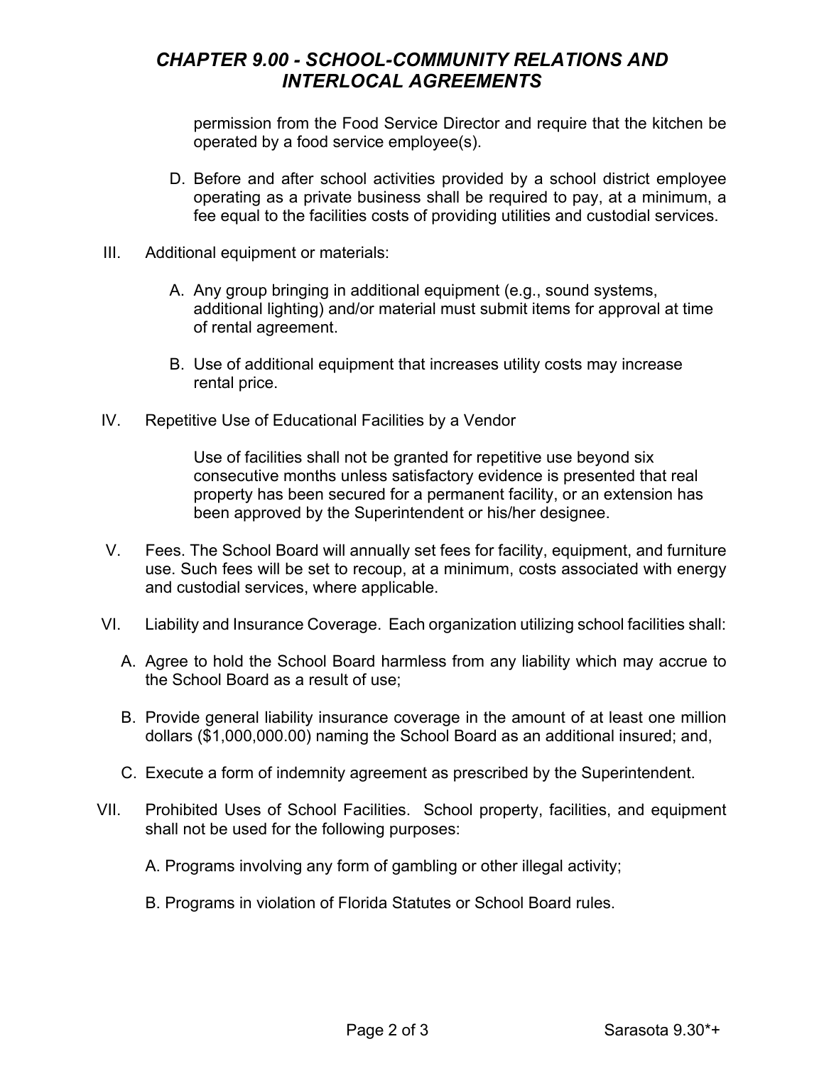permission from the Food Service Director and require that the kitchen be operated by a food service employee(s).

D. Before and after school activities provided by a school district employee operating as a private business shall be required to pay, at a minimum, a fee equal to the facilities costs of providing utilities and custodial services.

III. Additional equipment or materials:

A. Any group bringing in additional equipment (e.g., sound systems, additional lighting) and/or material must submit items for approval at time of rental agreement.

B. Use of additional equipment that increases utility costs may increase rental price.

IV. Repetitive Use of Educational Facilities by a Vendor

Use of facilities shall not be granted for repetitive use beyond six consecutive months unless satisfactory evidence is presented that real property has been secured for a permanent facility, or an extension has been approved by the Superintendent or his/her designee.

V. Fees. The School Board will annually set fees for facility, equipment, and furniture use. Such fees will be set to recoup, at a minimum, costs associated with energy and custodial services, where applicable.

VI. Liability and Insurance Coverage. Each organization utilizing school facilities shall:

A. Agree to hold the School Board harmless from any liability which may accrue to the School Board as a result of use;

B. Provide general liability insurance coverage in the amount of at least one million dollars ($1,000,000.00) naming the School Board as an additional insured; and,

C. Execute a form of indemnity agreement as prescribed by the Superintendent.

VII. Prohibited Uses of School Facilities. School property, facilities, and equipment shall not be used for the following purposes:

A. Programs involving any form of gambling or other illegal activity;

B. Programs in violation of Florida Statutes or School Board rules.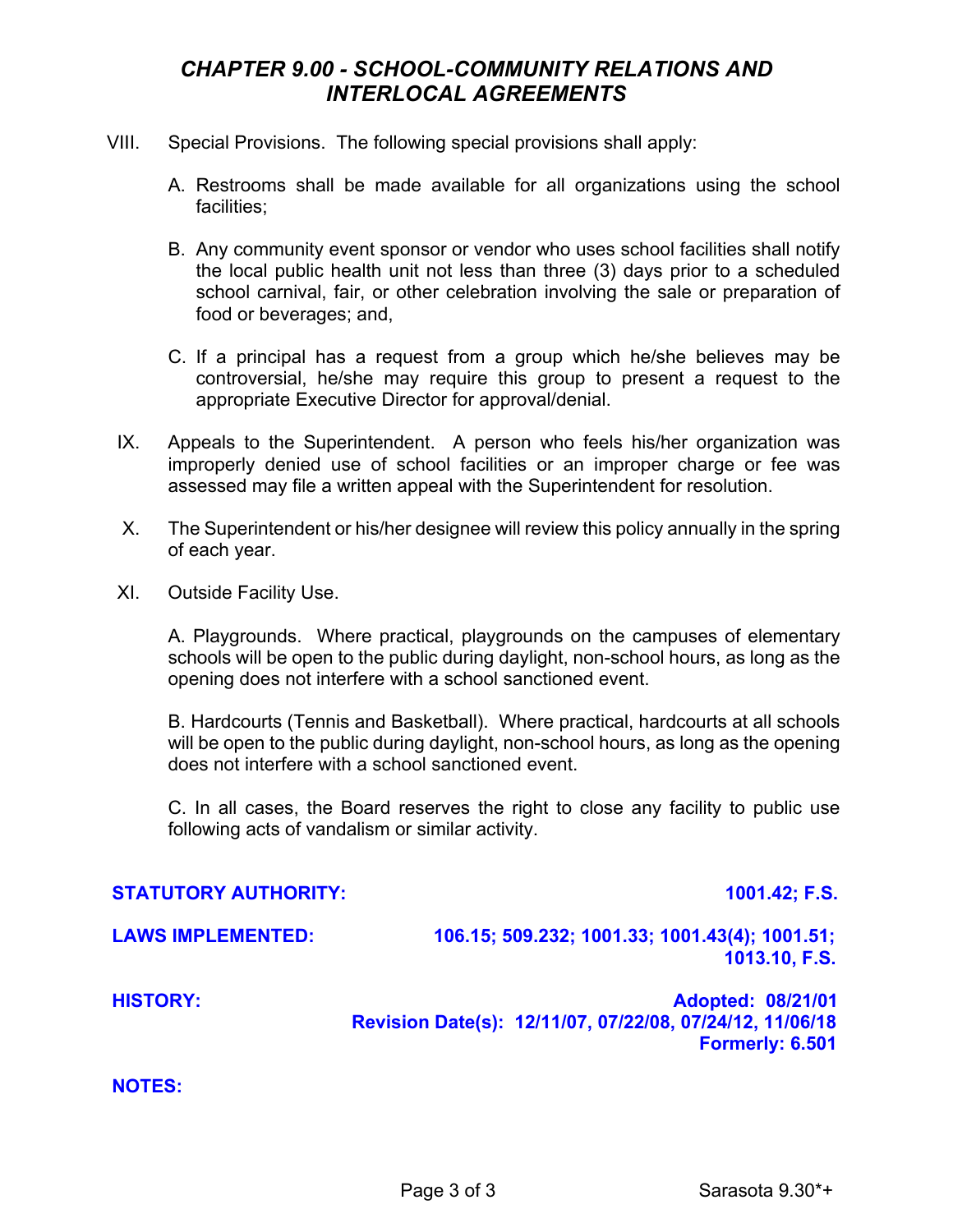# *CHAPTER 9.00 - SCHOOL-COMMUNITY RELATIONS AND INTERLOCAL AGREEMENTS*

VIII. Special Provisions. The following special provisions shall apply:

A. Restrooms shall be made available for all organizations using the school facilities;

B. Any community event sponsor or vendor who uses school facilities shall notify the local public health unit not less than three (3) days prior to a scheduled school carnival, fair, or other celebration involving the sale or preparation of food or beverages; and,

C. If a principal has a request from a group which he/she believes may be controversial, he/she may require this group to present a request to the appropriate Executive Director for approval/denial.

IX. Appeals to the Superintendent. A person who feels his/her organization was improperly denied use of school facilities or an improper charge or fee was assessed may file a written appeal with the Superintendent for resolution.

X. The Superintendent or his/her designee will review this policy annually in the spring of each year.

XI. Outside Facility Use.

A. Playgrounds. Where practical, playgrounds on the campuses of elementary schools will be open to the public during daylight, non-school hours, as long as the opening does not interfere with a school sanctioned event.

B. Hardcourts (Tennis and Basketball). Where practical, hardcourts at all schools will be open to the public during daylight, non-school hours, as long as the opening does not interfere with a school sanctioned event.

C. In all cases, the Board reserves the right to close any facility to public use following acts of vandalism or similar activity.

**STATUTORY AUTHORITY:** **1001.42; F.S.**

**LAWS IMPLEMENTED:** **106.15; 509.232; 1001.33; 1001.43(4); 1001.51; 1013.10, F.S.**

**HISTORY:** **Adopted: 08/21/01**
**Revision Date(s): 12/11/07, 07/22/08, 07/24/12, 11/06/18**
**Formerly: 6.501**

**NOTES:**

Sarasota 9.30*+